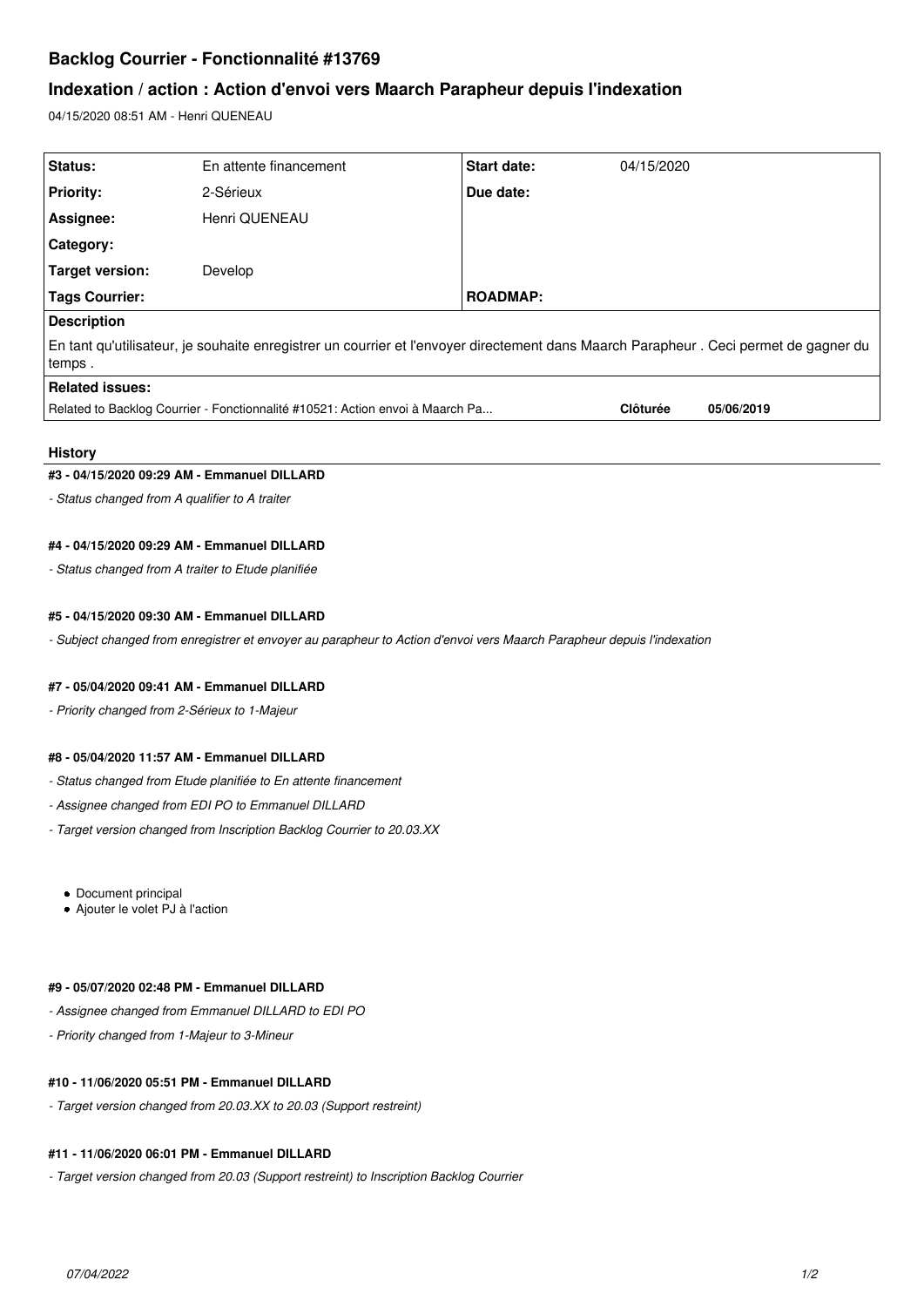# Backlog Courrier - Fonctionnalité #13769

## Indexation / action : Action d'envoi vers Maarch Parapheur depuis l'indexation

04/15/2020 08:51 AM - Henri QUENEAU

| | | | |
|---|---|---|---|
| **Status:** | En attente financement | **Start date:** | 04/15/2020 |
| **Priority:** | 2-Sérieux | **Due date:** | |
| **Assignee:** | Henri QUENEAU | | |
| **Category:** | | | |
| **Target version:** | Develop | | |
| **Tags Courrier:** | | **ROADMAP:** | |

**Description**

En tant qu'utilisateur, je souhaite enregistrer un courrier et l'envoyer directement dans Maarch Parapheur . Ceci permet de gagner du temps .

**Related issues:**

| | | |
|---|---|---|
| Related to Backlog Courrier - Fonctionnalité #10521: Action envoi à Maarch Pa... | Clôturée | 05/06/2019 |

### History

#### #3 - 04/15/2020 09:29 AM - Emmanuel DILLARD

- *Status changed from A qualifier to A traiter*

#### #4 - 04/15/2020 09:29 AM - Emmanuel DILLARD

- *Status changed from A traiter to Etude planifiée*

#### #5 - 04/15/2020 09:30 AM - Emmanuel DILLARD

- *Subject changed from enregistrer et envoyer au parapheur to Action d'envoi vers Maarch Parapheur depuis l'indexation*

#### #7 - 05/04/2020 09:41 AM - Emmanuel DILLARD

- *Priority changed from 2-Sérieux to 1-Majeur*

#### #8 - 05/04/2020 11:57 AM - Emmanuel DILLARD

- *Status changed from Etude planifiée to En attente financement*
- *Assignee changed from EDI PO to Emmanuel DILLARD*
- *Target version changed from Inscription Backlog Courrier to 20.03.XX*

- Document principal
- Ajouter le volet PJ à l'action

#### #9 - 05/07/2020 02:48 PM - Emmanuel DILLARD

- *Assignee changed from Emmanuel DILLARD to EDI PO*
- *Priority changed from 1-Majeur to 3-Mineur*

#### #10 - 11/06/2020 05:51 PM - Emmanuel DILLARD

- *Target version changed from 20.03.XX to 20.03 (Support restreint)*

#### #11 - 11/06/2020 06:01 PM - Emmanuel DILLARD

- *Target version changed from 20.03 (Support restreint) to Inscription Backlog Courrier*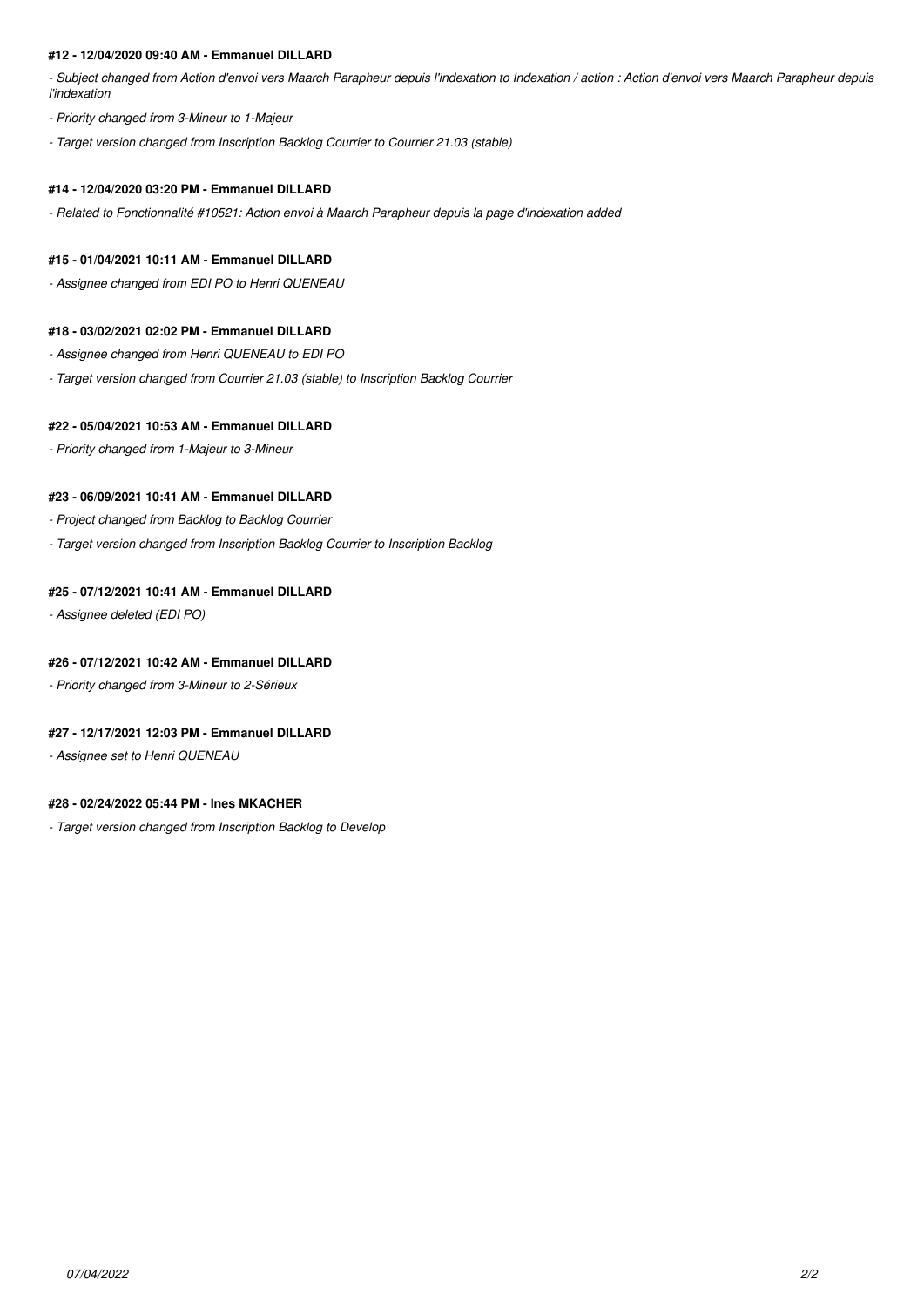#### #12 - 12/04/2020 09:40 AM - Emmanuel DILLARD

*- Subject changed from Action d'envoi vers Maarch Parapheur depuis l'indexation to Indexation / action : Action d'envoi vers Maarch Parapheur depuis l'indexation*

*- Priority changed from 3-Mineur to 1-Majeur*

*- Target version changed from Inscription Backlog Courrier to Courrier 21.03 (stable)*

#### #14 - 12/04/2020 03:20 PM - Emmanuel DILLARD

*- Related to Fonctionnalité #10521: Action envoi à Maarch Parapheur depuis la page d'indexation added*

#### #15 - 01/04/2021 10:11 AM - Emmanuel DILLARD

*- Assignee changed from EDI PO to Henri QUENEAU*

#### #18 - 03/02/2021 02:02 PM - Emmanuel DILLARD

*- Assignee changed from Henri QUENEAU to EDI PO*

*- Target version changed from Courrier 21.03 (stable) to Inscription Backlog Courrier*

#### #22 - 05/04/2021 10:53 AM - Emmanuel DILLARD

*- Priority changed from 1-Majeur to 3-Mineur*

#### #23 - 06/09/2021 10:41 AM - Emmanuel DILLARD

*- Project changed from Backlog to Backlog Courrier*

*- Target version changed from Inscription Backlog Courrier to Inscription Backlog*

#### #25 - 07/12/2021 10:41 AM - Emmanuel DILLARD

*- Assignee deleted (EDI PO)*

#### #26 - 07/12/2021 10:42 AM - Emmanuel DILLARD

*- Priority changed from 3-Mineur to 2-Sérieux*

#### #27 - 12/17/2021 12:03 PM - Emmanuel DILLARD

*- Assignee set to Henri QUENEAU*

#### #28 - 02/24/2022 05:44 PM - Ines MKACHER

*- Target version changed from Inscription Backlog to Develop*